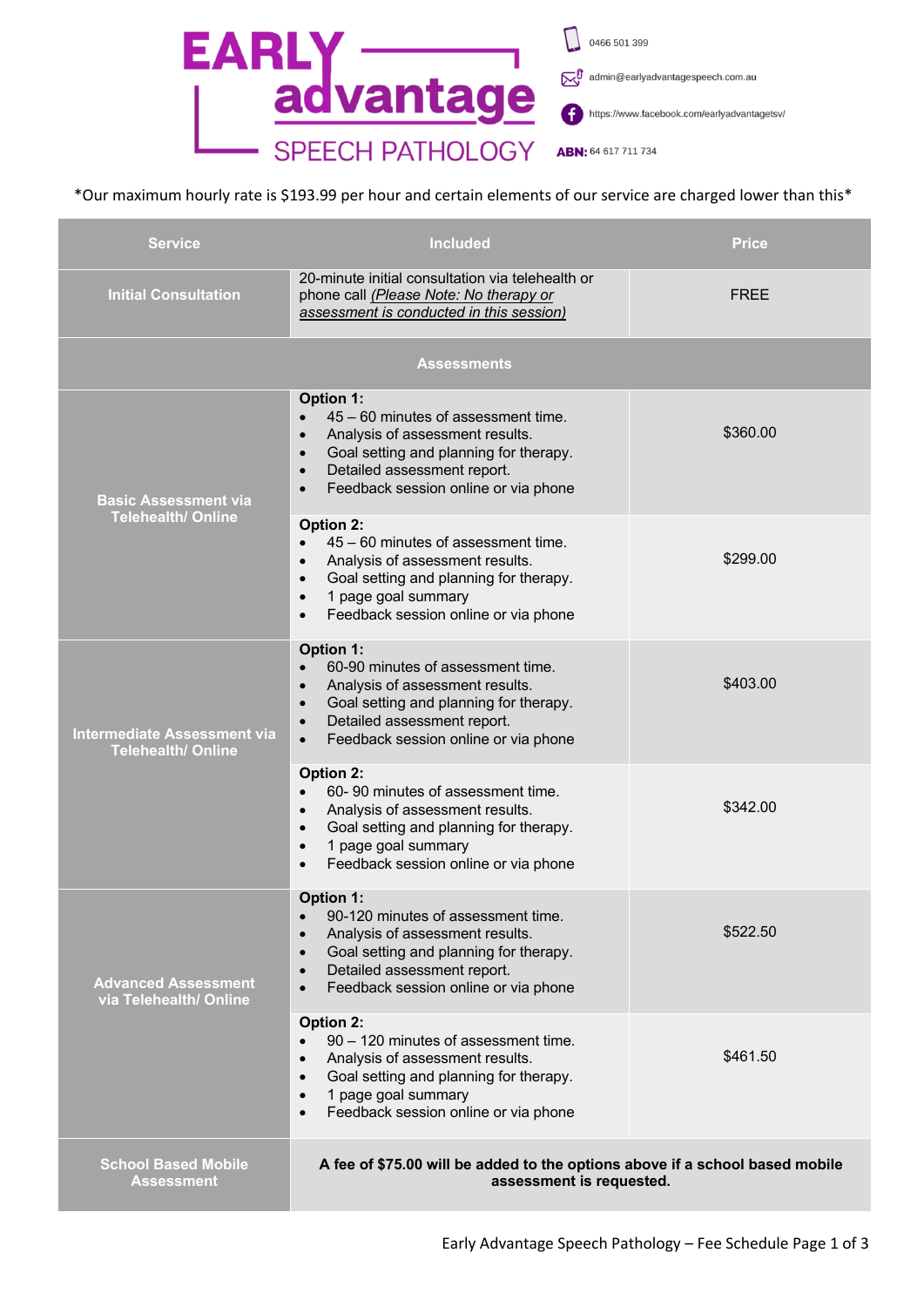# EARLY advantage SPEECH PATHOLOGY

0466 501 399

admin@earlyadvantagespeech.com.au

https://www.facebook.com/earlyadvantagetsv/

**ABN:** 64 617 711 734

*Our maximum hourly rate is $193.99 per hour and certain elements of our service are charged lower than this*

| Service | Included | Price |
| --- | --- | --- |
| **Initial Consultation** | 20-minute initial consultation via telehealth or phone call *(Please Note: No therapy or assessment is conducted in this session)* | FREE |
| **Assessments** | | |
| **Basic Assessment via Telehealth/ Online** | **Option 1:** <br>• 45 – 60 minutes of assessment time.<br>• Analysis of assessment results.<br>• Goal setting and planning for therapy.<br>• Detailed assessment report.<br>• Feedback session online or via phone | $360.00 |
| | **Option 2:** <br>• 45 – 60 minutes of assessment time.<br>• Analysis of assessment results.<br>• Goal setting and planning for therapy.<br>• 1 page goal summary<br>• Feedback session online or via phone | $299.00 |
| **Intermediate Assessment via Telehealth/ Online** | **Option 1:** <br>• 60-90 minutes of assessment time.<br>• Analysis of assessment results.<br>• Goal setting and planning for therapy.<br>• Detailed assessment report.<br>• Feedback session online or via phone | $403.00 |
| | **Option 2:** <br>• 60- 90 minutes of assessment time.<br>• Analysis of assessment results.<br>• Goal setting and planning for therapy.<br>• 1 page goal summary<br>• Feedback session online or via phone | $342.00 |
| **Advanced Assessment via Telehealth/ Online** | **Option 1:** <br>• 90-120 minutes of assessment time.<br>• Analysis of assessment results.<br>• Goal setting and planning for therapy.<br>• Detailed assessment report.<br>• Feedback session online or via phone | $522.50 |
| | **Option 2:** <br>• 90 – 120 minutes of assessment time.<br>• Analysis of assessment results.<br>• Goal setting and planning for therapy.<br>• 1 page goal summary<br>• Feedback session online or via phone | $461.50 |
| **School Based Mobile Assessment** | **A fee of $75.00 will be added to the options above if a school based mobile assessment is requested.** | |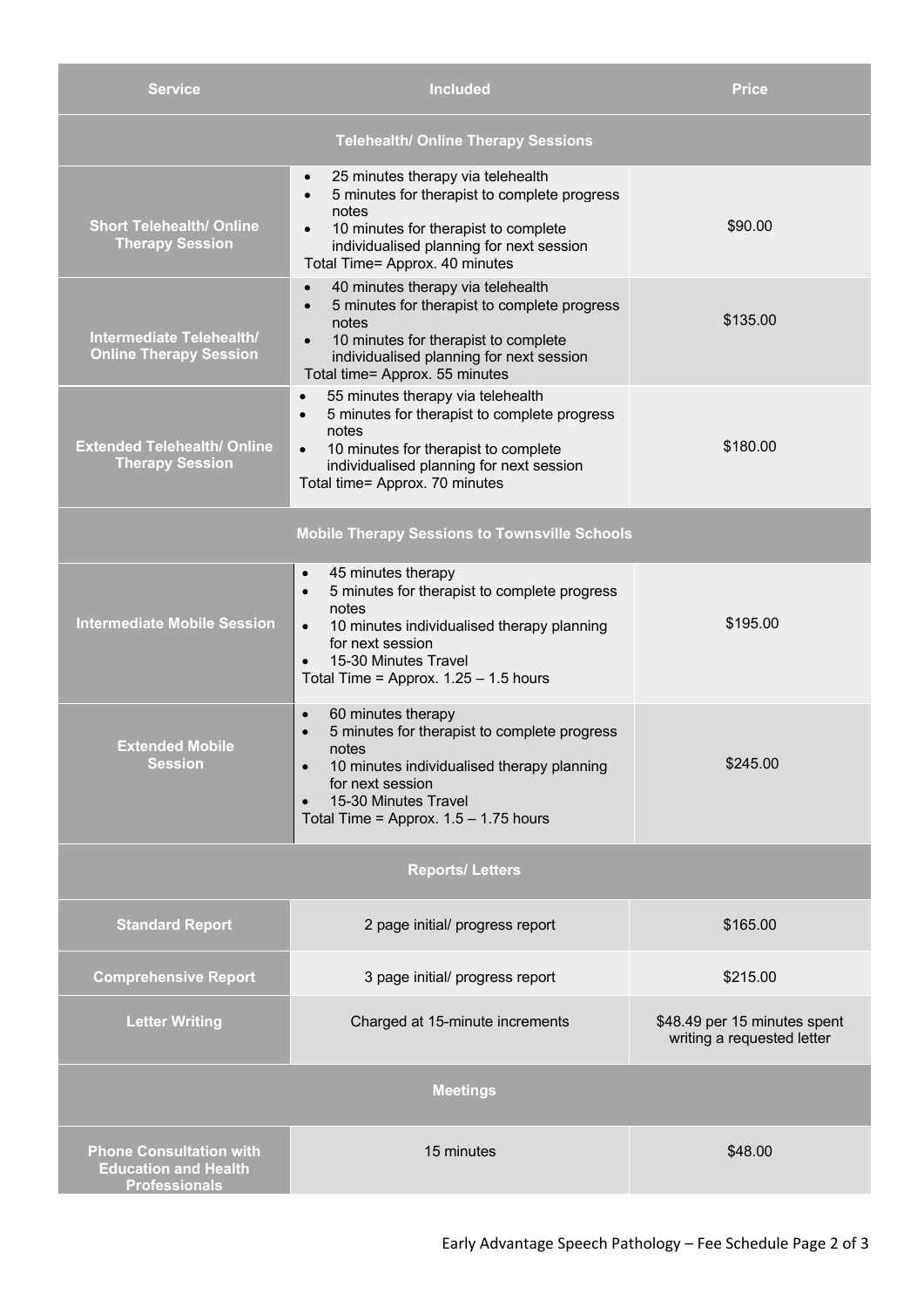| Service | Included | Price |
| --- | --- | --- |
| **Telehealth/ Online Therapy Sessions** | | |
| **Short Telehealth/ Online Therapy Session** | • 25 minutes therapy via telehealth<br>• 5 minutes for therapist to complete progress notes<br>• 10 minutes for therapist to complete individualised planning for next session<br>Total Time= Approx. 40 minutes | $90.00 |
| **Intermediate Telehealth/ Online Therapy Session** | • 40 minutes therapy via telehealth<br>• 5 minutes for therapist to complete progress notes<br>• 10 minutes for therapist to complete individualised planning for next session<br>Total time= Approx. 55 minutes | $135.00 |
| **Extended Telehealth/ Online Therapy Session** | • 55 minutes therapy via telehealth<br>• 5 minutes for therapist to complete progress notes<br>• 10 minutes for therapist to complete individualised planning for next session<br>Total time= Approx. 70 minutes | $180.00 |
| **Mobile Therapy Sessions to Townsville Schools** | | |
| **Intermediate Mobile Session** | • 45 minutes therapy<br>• 5 minutes for therapist to complete progress notes<br>• 10 minutes individualised therapy planning for next session<br>• 15-30 Minutes Travel<br>Total Time = Approx. 1.25 – 1.5 hours | $195.00 |
| **Extended Mobile Session** | • 60 minutes therapy<br>• 5 minutes for therapist to complete progress notes<br>• 10 minutes individualised therapy planning for next session<br>• 15-30 Minutes Travel<br>Total Time = Approx. 1.5 – 1.75 hours | $245.00 |
| **Reports/ Letters** | | |
| **Standard Report** | 2 page initial/ progress report | $165.00 |
| **Comprehensive Report** | 3 page initial/ progress report | $215.00 |
| **Letter Writing** | Charged at 15-minute increments | $48.49 per 15 minutes spent writing a requested letter |
| **Meetings** | | |
| **Phone Consultation with Education and Health Professionals** | 15 minutes | $48.00 |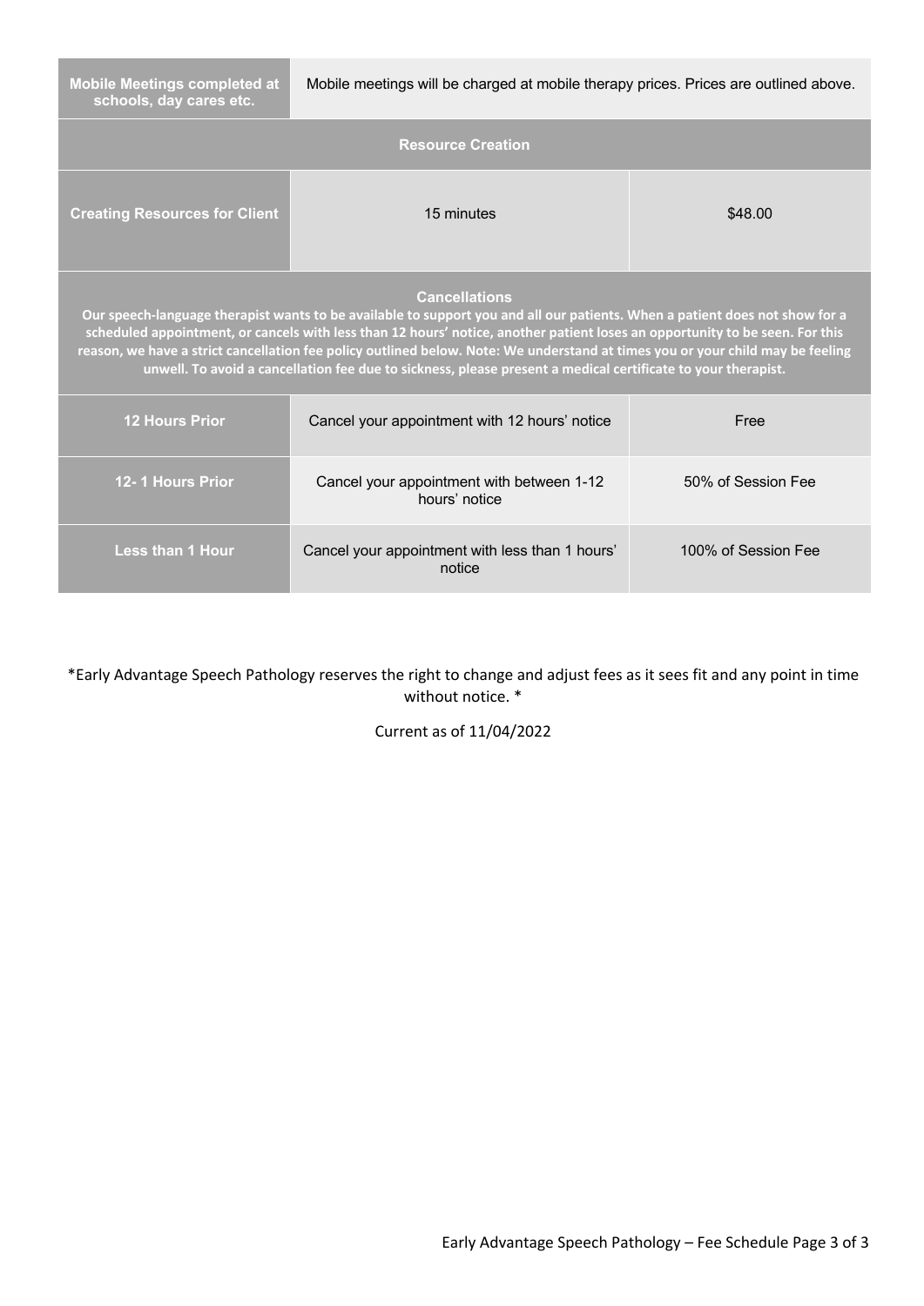| | | |
|---|---|---|
| **Mobile Meetings completed at schools, day cares etc.** | Mobile meetings will be charged at mobile therapy prices. Prices are outlined above. | |
| **Resource Creation** | | |
| **Creating Resources for Client** | 15 minutes | $48.00 |

**Cancellations**

**Our speech-language therapist wants to be available to support you and all our patients. When a patient does not show for a scheduled appointment, or cancels with less than 12 hours' notice, another patient loses an opportunity to be seen. For this reason, we have a strict cancellation fee policy outlined below. Note: We understand at times you or your child may be feeling unwell. To avoid a cancellation fee due to sickness, please present a medical certificate to your therapist.**

| | | |
|---|---|---|
| **12 Hours Prior** | Cancel your appointment with 12 hours' notice | Free |
| **12- 1 Hours Prior** | Cancel your appointment with between 1-12 hours' notice | 50% of Session Fee |
| **Less than 1 Hour** | Cancel your appointment with less than 1 hours' notice | 100% of Session Fee |

*Early Advantage Speech Pathology reserves the right to change and adjust fees as it sees fit and any point in time without notice. *

Current as of 11/04/2022